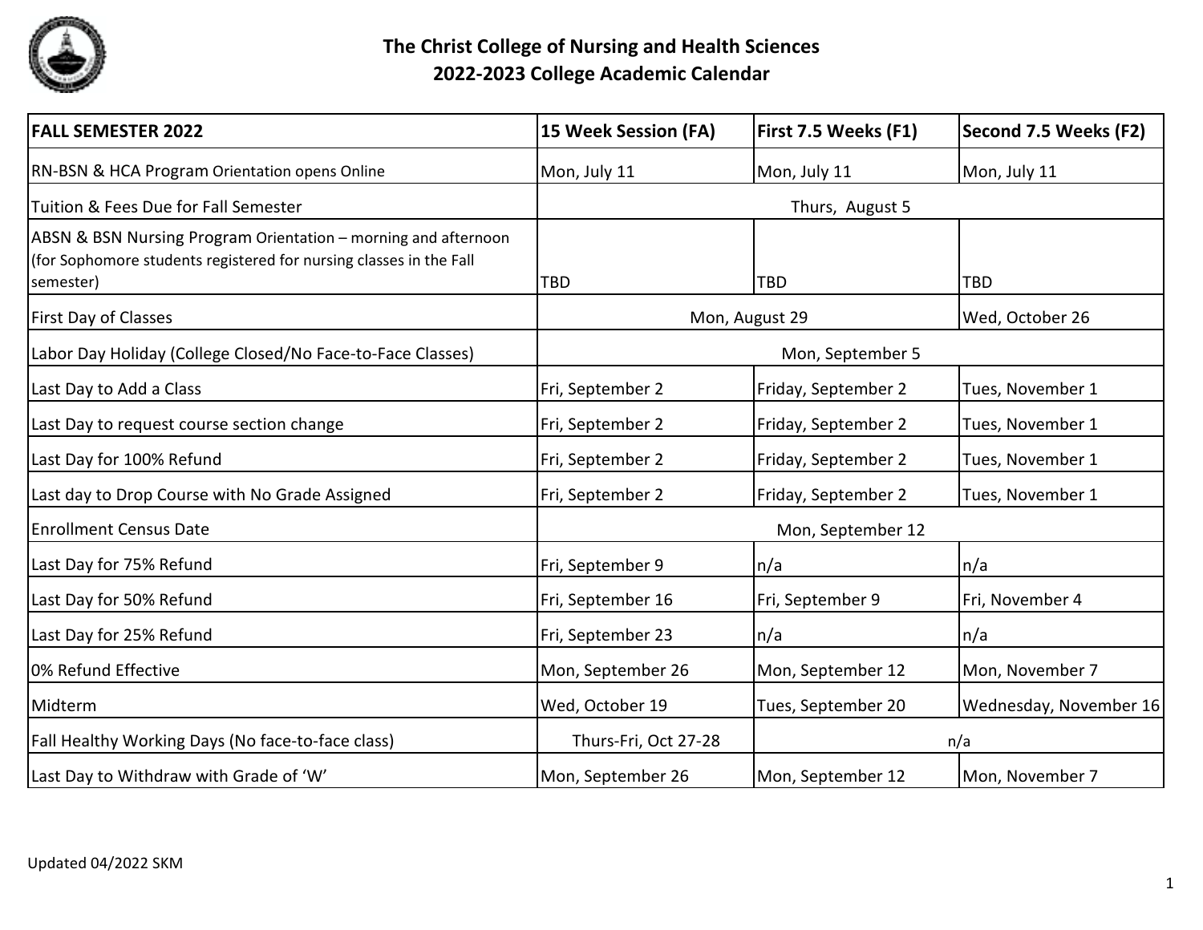# The Christ College of Nursing and Health Sciences
## 2022-2023 College Academic Calendar

| FALL SEMESTER 2022 | 15 Week Session (FA) | First 7.5 Weeks (F1) | Second 7.5 Weeks (F2) |
|---|---|---|---|
| RN-BSN & HCA Program Orientation opens Online | Mon, July 11 | Mon, July 11 | Mon, July 11 |
| Tuition & Fees Due for Fall Semester | Thurs, August 5 | | |
| ABSN & BSN Nursing Program Orientation – morning and afternoon (for Sophomore students registered for nursing classes in the Fall semester) | TBD | TBD | TBD |
| First Day of Classes | Mon, August 29 | | Wed, October 26 |
| Labor Day Holiday (College Closed/No Face-to-Face Classes) | Mon, September 5 | | |
| Last Day to Add a Class | Fri, September 2 | Friday, September 2 | Tues, November 1 |
| Last Day to request course section change | Fri, September 2 | Friday, September 2 | Tues, November 1 |
| Last Day for 100% Refund | Fri, September 2 | Friday, September 2 | Tues, November 1 |
| Last day to Drop Course with No Grade Assigned | Fri, September 2 | Friday, September 2 | Tues, November 1 |
| Enrollment Census Date | Mon, September 12 | | |
| Last Day for 75% Refund | Fri, September 9 | n/a | n/a |
| Last Day for 50% Refund | Fri, September 16 | Fri, September 9 | Fri, November 4 |
| Last Day for 25% Refund | Fri, September 23 | n/a | n/a |
| 0% Refund Effective | Mon, September 26 | Mon, September 12 | Mon, November 7 |
| Midterm | Wed, October 19 | Tues, September 20 | Wednesday, November 16 |
| Fall Healthy Working Days (No face-to-face class) | Thurs-Fri, Oct 27-28 | n/a | |
| Last Day to Withdraw with Grade of 'W' | Mon, September 26 | Mon, September 12 | Mon, November 7 |

Updated 04/2022 SKM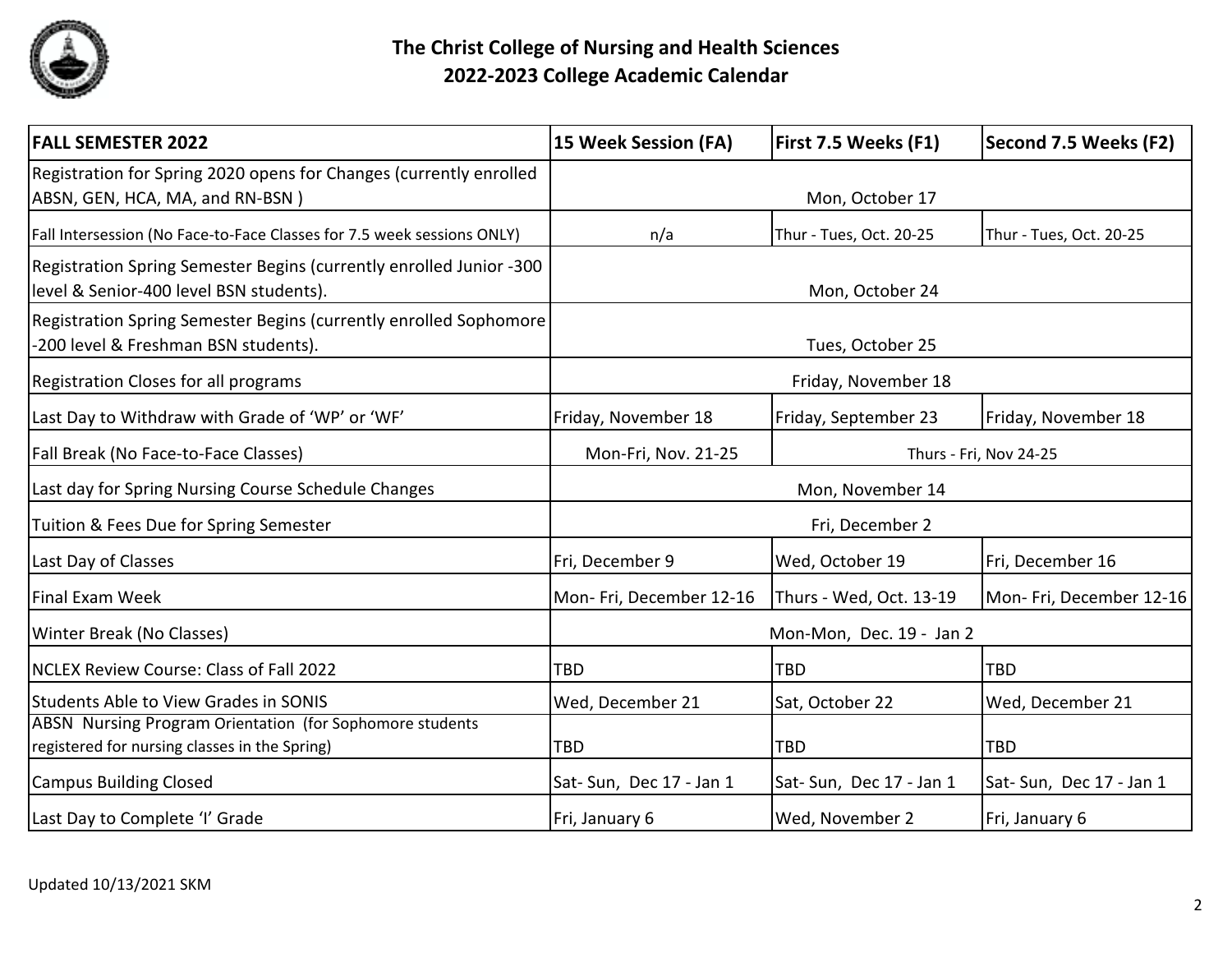# The Christ College of Nursing and Health Sciences
## 2022-2023 College Academic Calendar

| FALL SEMESTER 2022 | 15 Week Session (FA) | First 7.5 Weeks (F1) | Second 7.5 Weeks (F2) |
|---|---|---|---|
| Registration for Spring 2020 opens for Changes (currently enrolled ABSN, GEN, HCA, MA, and RN-BSN ) | Mon, October 17 | | |
| Fall Intersession (No Face-to-Face Classes for 7.5 week sessions ONLY) | n/a | Thur - Tues, Oct. 20-25 | Thur - Tues, Oct. 20-25 |
| Registration Spring Semester Begins (currently enrolled Junior -300 level & Senior-400 level BSN students). | Mon, October 24 | | |
| Registration Spring Semester Begins (currently enrolled Sophomore -200 level & Freshman BSN students). | Tues, October 25 | | |
| Registration Closes for all programs | Friday, November 18 | | |
| Last Day to Withdraw with Grade of 'WP' or 'WF' | Friday, November 18 | Friday, September 23 | Friday, November 18 |
| Fall Break (No Face-to-Face Classes) | Mon-Fri, Nov. 21-25 | Thurs - Fri, Nov 24-25 | |
| Last day for Spring Nursing Course Schedule Changes | Mon, November 14 | | |
| Tuition & Fees Due for Spring Semester | Fri, December 2 | | |
| Last Day of Classes | Fri, December 9 | Wed, October 19 | Fri, December 16 |
| Final Exam Week | Mon- Fri, December 12-16 | Thurs - Wed, Oct. 13-19 | Mon- Fri, December 12-16 |
| Winter Break (No Classes) | Mon-Mon, Dec. 19 - Jan 2 | | |
| NCLEX Review Course: Class of Fall 2022 | TBD | TBD | TBD |
| Students Able to View Grades in SONIS | Wed, December 21 | Sat, October 22 | Wed, December 21 |
| ABSN Nursing Program Orientation (for Sophomore students registered for nursing classes in the Spring) | TBD | TBD | TBD |
| Campus Building Closed | Sat- Sun, Dec 17 - Jan 1 | Sat- Sun, Dec 17 - Jan 1 | Sat- Sun, Dec 17 - Jan 1 |
| Last Day to Complete 'I' Grade | Fri, January 6 | Wed, November 2 | Fri, January 6 |

Updated 10/13/2021 SKM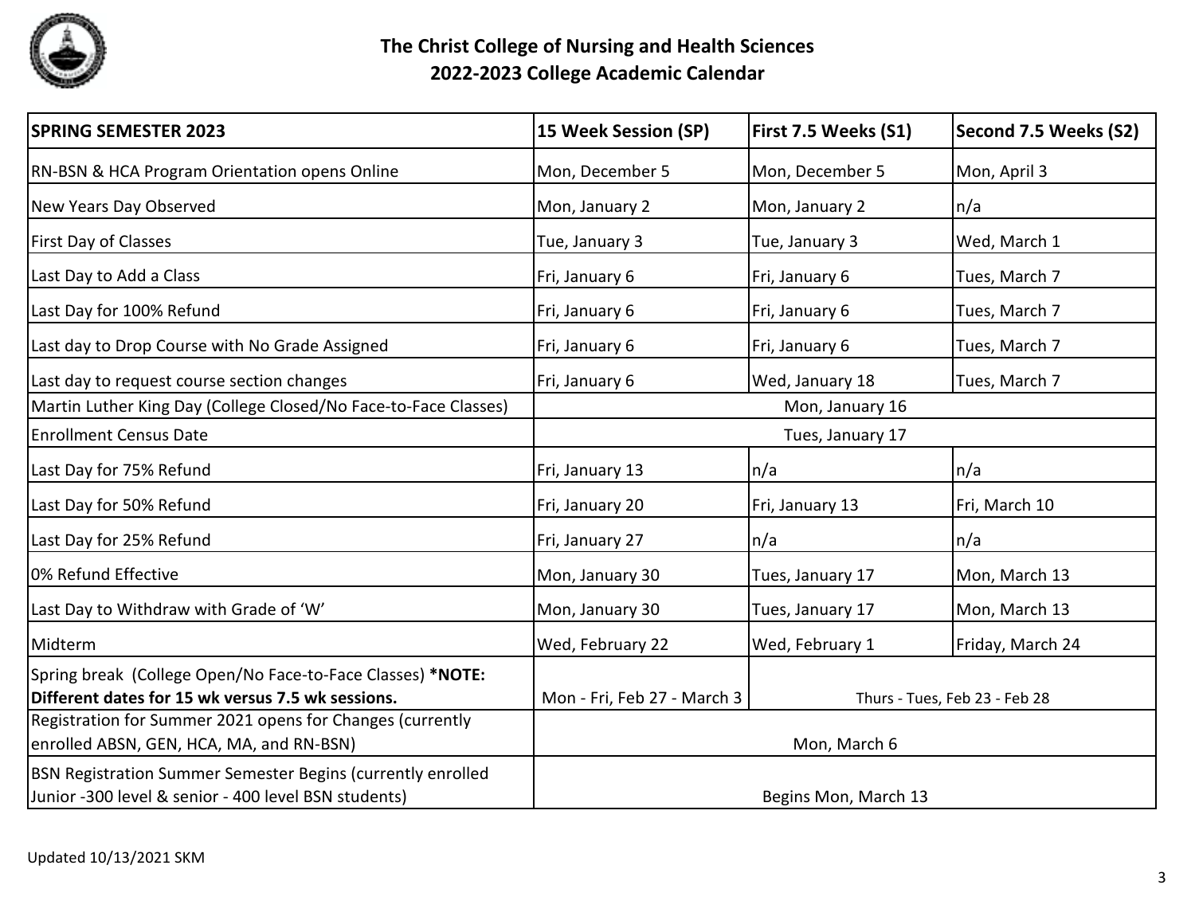# The Christ College of Nursing and Health Sciences
## 2022-2023 College Academic Calendar

| SPRING SEMESTER 2023 | 15 Week Session (SP) | First 7.5 Weeks (S1) | Second 7.5 Weeks (S2) |
|---|---|---|---|
| RN-BSN & HCA Program Orientation opens Online | Mon, December 5 | Mon, December 5 | Mon, April 3 |
| New Years Day Observed | Mon, January 2 | Mon, January 2 | n/a |
| First Day of Classes | Tue, January 3 | Tue, January 3 | Wed, March 1 |
| Last Day to Add a Class | Fri, January 6 | Fri, January 6 | Tues, March 7 |
| Last Day for 100% Refund | Fri, January 6 | Fri, January 6 | Tues, March 7 |
| Last day to Drop Course with No Grade Assigned | Fri, January 6 | Fri, January 6 | Tues, March 7 |
| Last day to request course section changes | Fri, January 6 | Wed, January 18 | Tues, March 7 |
| Martin Luther King Day (College Closed/No Face-to-Face Classes) | Mon, January 16 | | |
| Enrollment Census Date | Tues, January 17 | | |
| Last Day for 75% Refund | Fri, January 13 | n/a | n/a |
| Last Day for 50% Refund | Fri, January 20 | Fri, January 13 | Fri, March 10 |
| Last Day for 25% Refund | Fri, January 27 | n/a | n/a |
| 0% Refund Effective | Mon, January 30 | Tues, January 17 | Mon, March 13 |
| Last Day to Withdraw with Grade of 'W' | Mon, January 30 | Tues, January 17 | Mon, March 13 |
| Midterm | Wed, February 22 | Wed, February 1 | Friday, March 24 |
| Spring break (College Open/No Face-to-Face Classes) **\*NOTE: Different dates for 15 wk versus 7.5 wk sessions.** | Mon - Fri, Feb 27 - March 3 | Thurs - Tues, Feb 23 - Feb 28 | |
| Registration for Summer 2021 opens for Changes (currently enrolled ABSN, GEN, HCA, MA, and RN-BSN) | Mon, March 6 | | |
| BSN Registration Summer Semester Begins (currently enrolled Junior -300 level & senior - 400 level BSN students) | Begins Mon, March 13 | | |

Updated 10/13/2021 SKM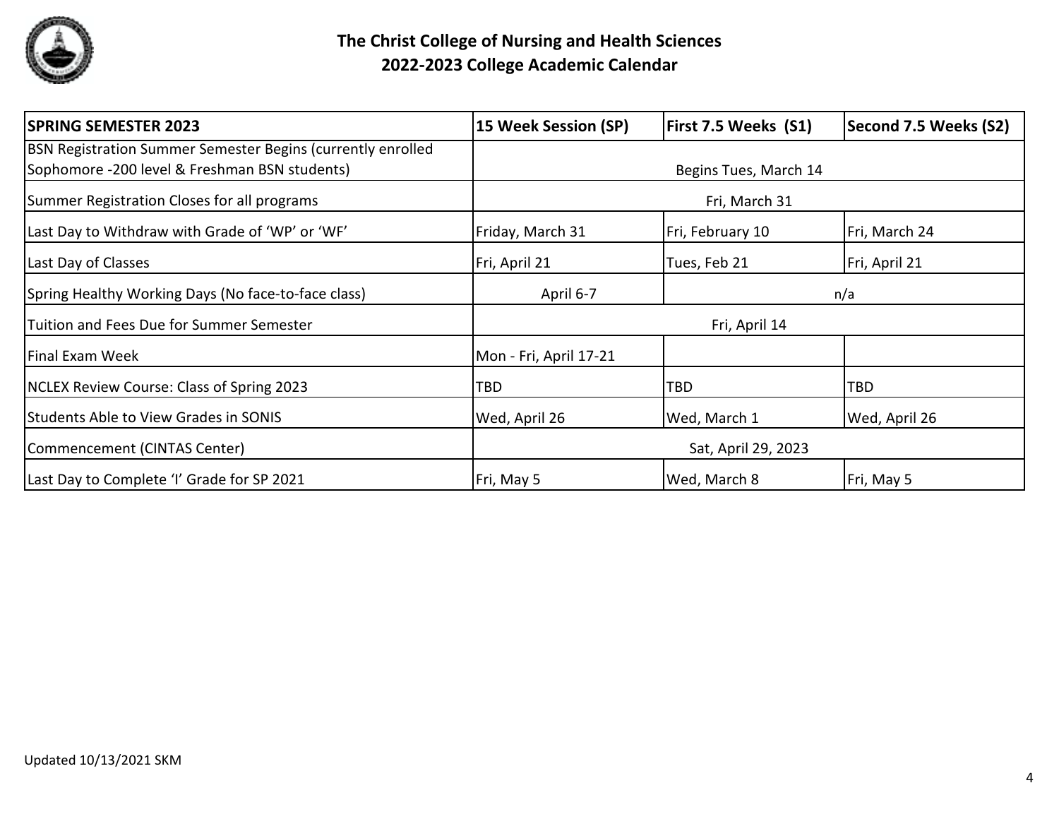# The Christ College of Nursing and Health Sciences
## 2022-2023 College Academic Calendar

| SPRING SEMESTER 2023 | 15 Week Session (SP) | First 7.5 Weeks (S1) | Second 7.5 Weeks (S2) |
|---|---|---|---|
| BSN Registration Summer Semester Begins (currently enrolled Sophomore -200 level & Freshman BSN students) | Begins Tues, March 14 | | |
| Summer Registration Closes for all programs | Fri, March 31 | | |
| Last Day to Withdraw with Grade of 'WP' or 'WF' | Friday, March 31 | Fri, February 10 | Fri, March 24 |
| Last Day of Classes | Fri, April 21 | Tues, Feb 21 | Fri, April 21 |
| Spring Healthy Working Days (No face-to-face class) | April 6-7 | n/a | |
| Tuition and Fees Due for Summer Semester | Fri, April 14 | | |
| Final Exam Week | Mon - Fri, April 17-21 | | |
| NCLEX Review Course: Class of Spring 2023 | TBD | TBD | TBD |
| Students Able to View Grades in SONIS | Wed, April 26 | Wed, March 1 | Wed, April 26 |
| Commencement (CINTAS Center) | Sat, April 29, 2023 | | |
| Last Day to Complete 'I' Grade for SP 2021 | Fri, May 5 | Wed, March 8 | Fri, May 5 |

Updated 10/13/2021 SKM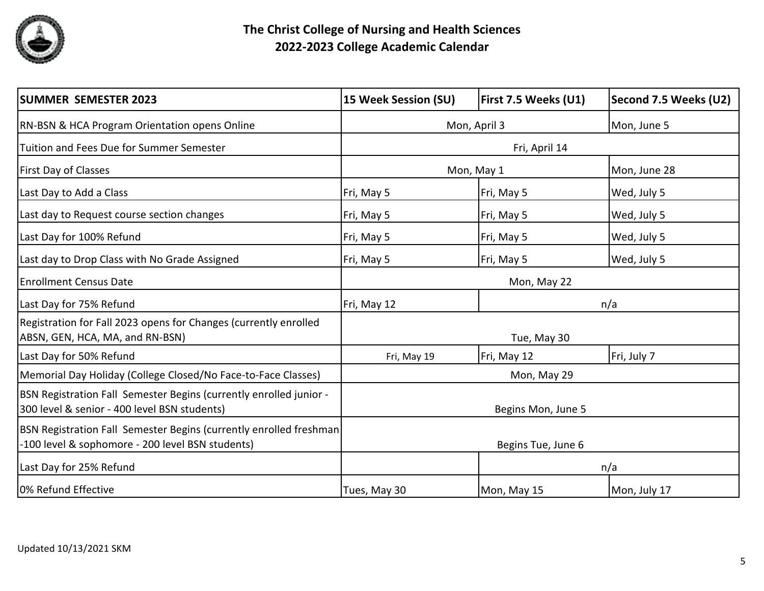# The Christ College of Nursing and Health Sciences
## 2022-2023 College Academic Calendar

| SUMMER SEMESTER 2023 | 15 Week Session (SU) | First 7.5 Weeks (U1) | Second 7.5 Weeks (U2) |
|---|---|---|---|
| RN-BSN & HCA Program Orientation opens Online | Mon, April 3 | | Mon, June 5 |
| Tuition and Fees Due for Summer Semester | Fri, April 14 | | |
| First Day of Classes | Mon, May 1 | | Mon, June 28 |
| Last Day to Add a Class | Fri, May 5 | Fri, May 5 | Wed, July 5 |
| Last day to Request course section changes | Fri, May 5 | Fri, May 5 | Wed, July 5 |
| Last Day for 100% Refund | Fri, May 5 | Fri, May 5 | Wed, July 5 |
| Last day to Drop Class with No Grade Assigned | Fri, May 5 | Fri, May 5 | Wed, July 5 |
| Enrollment Census Date | Mon, May 22 | | |
| Last Day for 75% Refund | Fri, May 12 | n/a | |
| Registration for Fall 2023 opens for Changes (currently enrolled ABSN, GEN, HCA, MA, and RN-BSN) | Tue, May 30 | | |
| Last Day for 50% Refund | Fri, May 19 | Fri, May 12 | Fri, July 7 |
| Memorial Day Holiday (College Closed/No Face-to-Face Classes) | Mon, May 29 | | |
| BSN Registration Fall Semester Begins (currently enrolled junior - 300 level & senior - 400 level BSN students) | Begins Mon, June 5 | | |
| BSN Registration Fall Semester Begins (currently enrolled freshman -100 level & sophomore - 200 level BSN students) | Begins Tue, June 6 | | |
| Last Day for 25% Refund | | n/a | |
| 0% Refund Effective | Tues, May 30 | Mon, May 15 | Mon, July 17 |

Updated 10/13/2021 SKM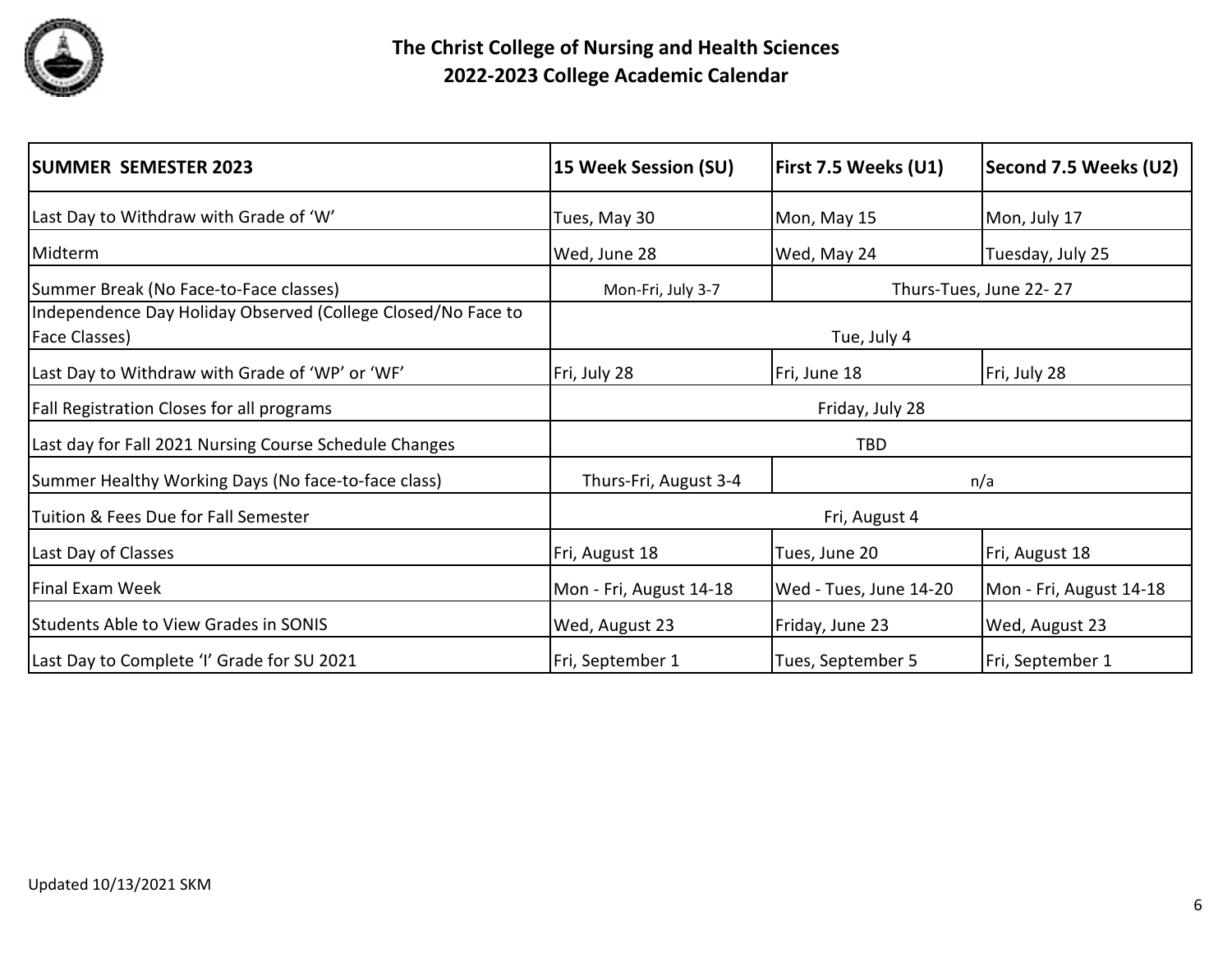**The Christ College of Nursing and Health Sciences**
**2022-2023 College Academic Calendar**

| SUMMER SEMESTER 2023 | 15 Week Session (SU) | First 7.5 Weeks (U1) | Second 7.5 Weeks (U2) |
|---|---|---|---|
| Last Day to Withdraw with Grade of 'W' | Tues, May 30 | Mon, May 15 | Mon, July 17 |
| Midterm | Wed, June 28 | Wed, May 24 | Tuesday, July 25 |
| Summer Break (No Face-to-Face classes) | Mon-Fri, July 3-7 | Thurs-Tues, June 22- 27 | |
| Independence Day Holiday Observed (College Closed/No Face to Face Classes) | Tue, July 4 | | |
| Last Day to Withdraw with Grade of 'WP' or 'WF' | Fri, July 28 | Fri, June 18 | Fri, July 28 |
| Fall Registration Closes for all programs | Friday, July 28 | | |
| Last day for Fall 2021 Nursing Course Schedule Changes | TBD | | |
| Summer Healthy Working Days (No face-to-face class) | Thurs-Fri, August 3-4 | n/a | |
| Tuition & Fees Due for Fall Semester | Fri, August 4 | | |
| Last Day of Classes | Fri, August 18 | Tues, June 20 | Fri, August 18 |
| Final Exam Week | Mon - Fri, August 14-18 | Wed - Tues, June 14-20 | Mon - Fri, August 14-18 |
| Students Able to View Grades in SONIS | Wed, August 23 | Friday, June 23 | Wed, August 23 |
| Last Day to Complete 'I' Grade for SU 2021 | Fri, September 1 | Tues, September 5 | Fri, September 1 |

Updated 10/13/2021 SKM